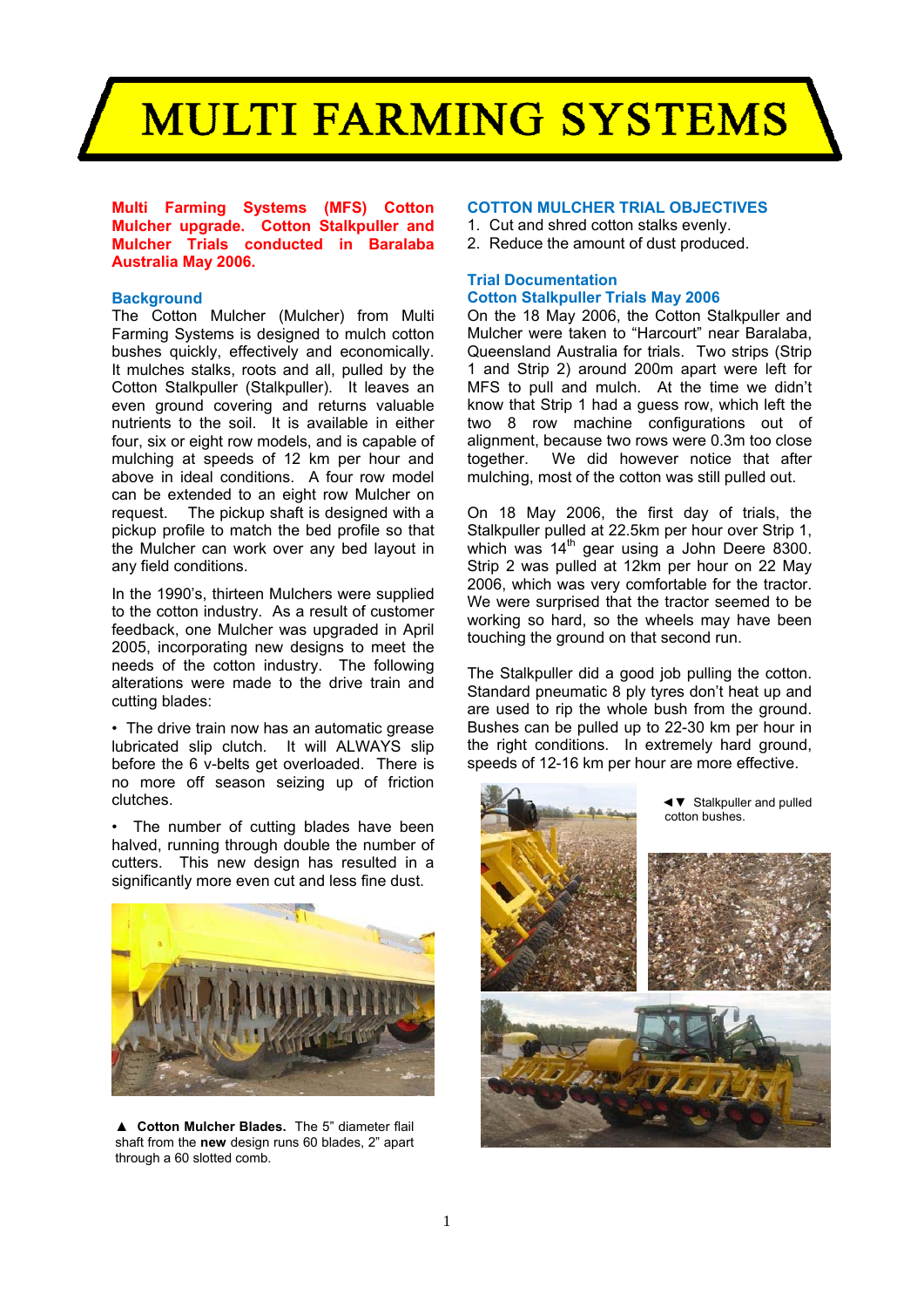# MULTI FARMING SYSTEMS

**Multi Farming Systems (MFS) Cotton Mulcher upgrade. Cotton Stalkpuller and Mulcher Trials conducted in Baralaba Australia May 2006.**

## Background

The Cotton Mulcher (Mulcher) from Multi Farming Systems is designed to mulch cotton bushes quickly, effectively and economically. It mulches stalks, roots and all, pulled by the Cotton Stalkpuller (Stalkpuller). It leaves an even ground covering and returns valuable nutrients to the soil. It is available in either four, six or eight row models, and is capable of mulching at speeds of 12 km per hour and above in ideal conditions. A four row model can be extended to an eight row Mulcher on request. The pickup shaft is designed with a pickup profile to match the bed profile so that the Mulcher can work over any bed layout in any field conditions.

In the 1990's, thirteen Mulchers were supplied to the cotton industry. As a result of customer feedback, one Mulcher was upgraded in April 2005, incorporating new designs to meet the needs of the cotton industry. The following alterations were made to the drive train and cutting blades:

- The drive train now has an automatic grease lubricated slip clutch. It will ALWAYS slip before the 6 v-belts get overloaded. There is no more off season seizing up of friction clutches.
- The number of cutting blades have been halved, running through double the number of cutters. This new design has resulted in a significantly more even cut and less fine dust.

▲ **Cotton Mulcher Blades.** The 5" diameter flail shaft from the **new** design runs 60 blades, 2" apart through a 60 slotted comb.

## COTTON MULCHER TRIAL OBJECTIVES

1. Cut and shred cotton stalks evenly.
2. Reduce the amount of dust produced.

## Trial Documentation

### Cotton Stalkpuller Trials May 2006

On the 18 May 2006, the Cotton Stalkpuller and Mulcher were taken to "Harcourt" near Baralaba, Queensland Australia for trials. Two strips (Strip 1 and Strip 2) around 200m apart were left for MFS to pull and mulch. At the time we didn't know that Strip 1 had a guess row, which left the two 8 row machine configurations out of alignment, because two rows were 0.3m too close together. We did however notice that after mulching, most of the cotton was still pulled out.

On 18 May 2006, the first day of trials, the Stalkpuller pulled at 22.5km per hour over Strip 1, which was 14th gear using a John Deere 8300. Strip 2 was pulled at 12km per hour on 22 May 2006, which was very comfortable for the tractor. We were surprised that the tractor seemed to be working so hard, so the wheels may have been touching the ground on that second run.

The Stalkpuller did a good job pulling the cotton. Standard pneumatic 8 ply tyres don't heat up and are used to rip the whole bush from the ground. Bushes can be pulled up to 22-30 km per hour in the right conditions. In extremely hard ground, speeds of 12-16 km per hour are more effective.

◄▼ Stalkpuller and pulled cotton bushes.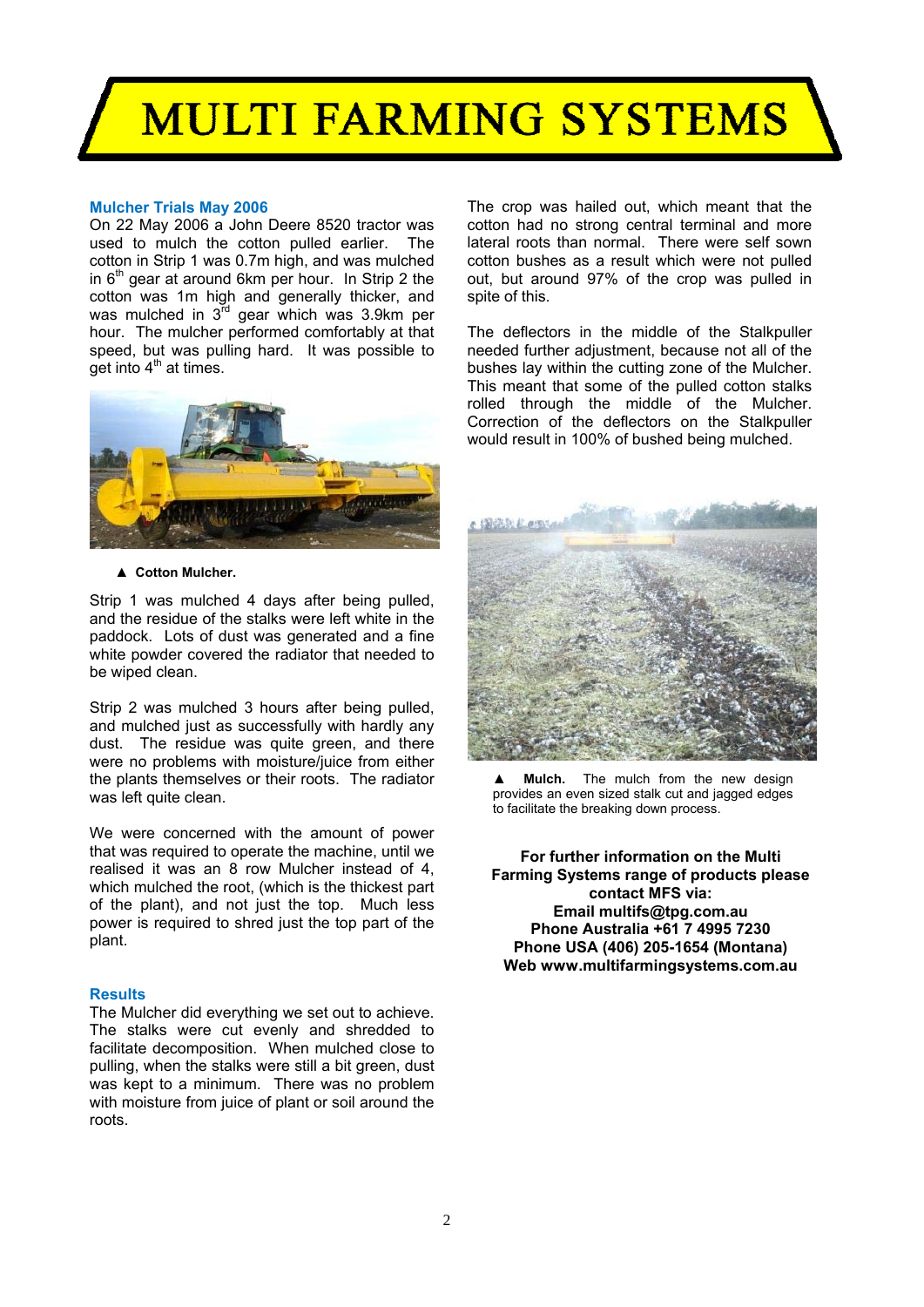# MULTI FARMING SYSTEMS

### Mulcher Trials May 2006

On 22 May 2006 a John Deere 8520 tractor was used to mulch the cotton pulled earlier. The cotton in Strip 1 was 0.7m high, and was mulched in 6th gear at around 6km per hour. In Strip 2 the cotton was 1m high and generally thicker, and was mulched in 3rd gear which was 3.9km per hour. The mulcher performed comfortably at that speed, but was pulling hard. It was possible to get into 4th at times.

▲ **Cotton Mulcher.**

Strip 1 was mulched 4 days after being pulled, and the residue of the stalks were left white in the paddock. Lots of dust was generated and a fine white powder covered the radiator that needed to be wiped clean.

Strip 2 was mulched 3 hours after being pulled, and mulched just as successfully with hardly any dust. The residue was quite green, and there were no problems with moisture/juice from either the plants themselves or their roots. The radiator was left quite clean.

We were concerned with the amount of power that was required to operate the machine, until we realised it was an 8 row Mulcher instead of 4, which mulched the root, (which is the thickest part of the plant), and not just the top. Much less power is required to shred just the top part of the plant.

### Results

The Mulcher did everything we set out to achieve. The stalks were cut evenly and shredded to facilitate decomposition. When mulched close to pulling, when the stalks were still a bit green, dust was kept to a minimum. There was no problem with moisture from juice of plant or soil around the roots.

The crop was hailed out, which meant that the cotton had no strong central terminal and more lateral roots than normal. There were self sown cotton bushes as a result which were not pulled out, but around 97% of the crop was pulled in spite of this.

The deflectors in the middle of the Stalkpuller needed further adjustment, because not all of the bushes lay within the cutting zone of the Mulcher. This meant that some of the pulled cotton stalks rolled through the middle of the Mulcher. Correction of the deflectors on the Stalkpuller would result in 100% of bushed being mulched.

▲ **Mulch.** The mulch from the new design provides an even sized stalk cut and jagged edges to facilitate the breaking down process.

**For further information on the Multi Farming Systems range of products please contact MFS via:**
**Email multifs@tpg.com.au**
**Phone Australia +61 7 4995 7230**
**Phone USA (406) 205-1654 (Montana)**
**Web www.multifarmingsystems.com.au**